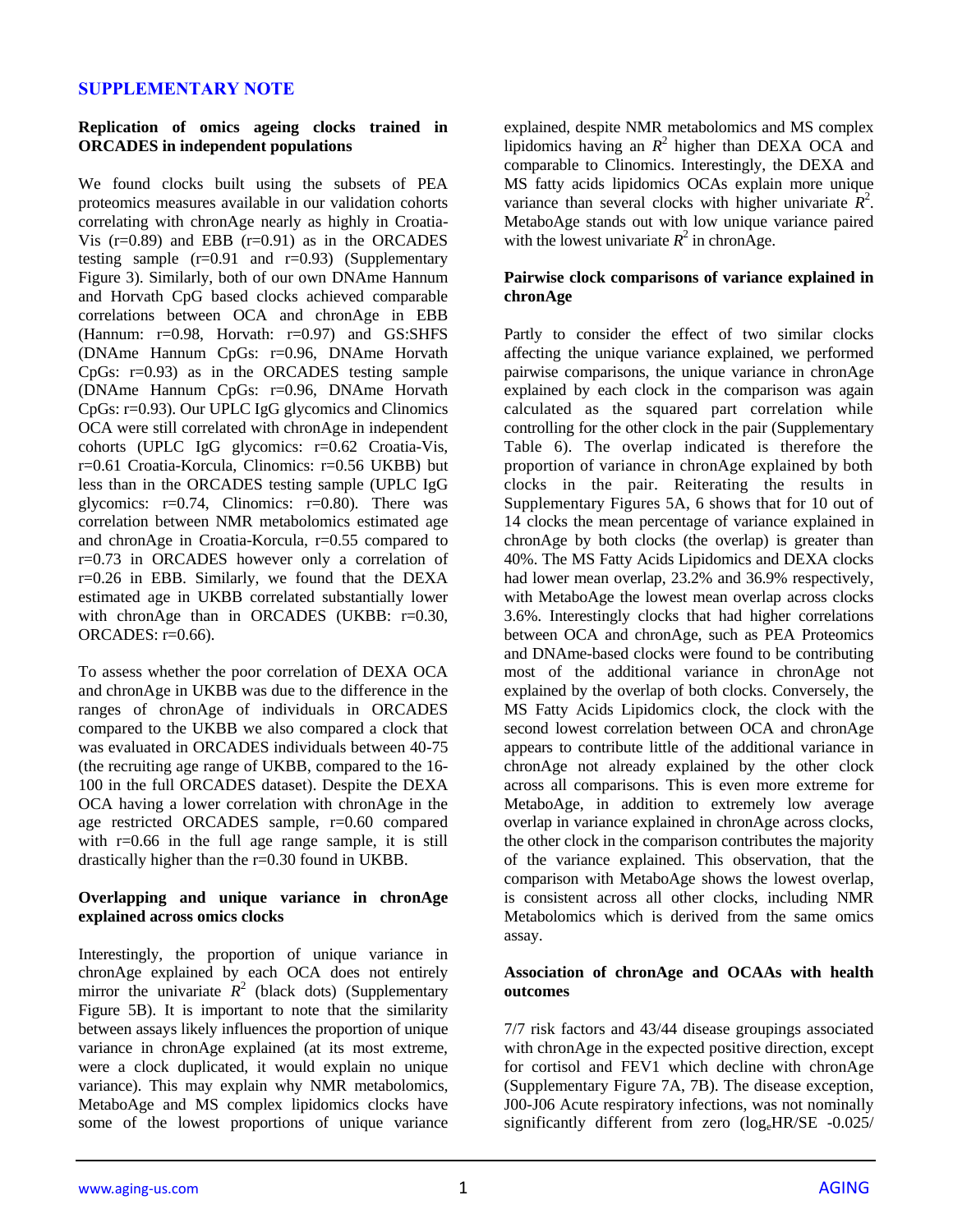## SUPPLEMENTARY NOTE

### Replication of omics ageing clocks trained in ORCADES in independent populations

We found clocks built using the subsets of PEA proteomics measures available in our validation cohorts correlating with chronAge nearly as highly in Croatia-Vis (r=0.89) and EBB (r=0.91) as in the ORCADES testing sample (r=0.91 and r=0.93) (Supplementary Figure 3). Similarly, both of our own DNAme Hannum and Horvath CpG based clocks achieved comparable correlations between OCA and chronAge in EBB (Hannum: r=0.98, Horvath: r=0.97) and GS:SHFS (DNAme Hannum CpGs: r=0.96, DNAme Horvath CpGs: r=0.93) as in the ORCADES testing sample (DNAme Hannum CpGs: r=0.96, DNAme Horvath CpGs: r=0.93). Our UPLC IgG glycomics and Clinomics OCA were still correlated with chronAge in independent cohorts (UPLC IgG glycomics: r=0.62 Croatia-Vis, r=0.61 Croatia-Korcula, Clinomics: r=0.56 UKBB) but less than in the ORCADES testing sample (UPLC IgG glycomics: r=0.74, Clinomics: r=0.80). There was correlation between NMR metabolomics estimated age and chronAge in Croatia-Korcula, r=0.55 compared to r=0.73 in ORCADES however only a correlation of r=0.26 in EBB. Similarly, we found that the DEXA estimated age in UKBB correlated substantially lower with chronAge than in ORCADES (UKBB: r=0.30, ORCADES: r=0.66).

To assess whether the poor correlation of DEXA OCA and chronAge in UKBB was due to the difference in the ranges of chronAge of individuals in ORCADES compared to the UKBB we also compared a clock that was evaluated in ORCADES individuals between 40-75 (the recruiting age range of UKBB, compared to the 16-100 in the full ORCADES dataset). Despite the DEXA OCA having a lower correlation with chronAge in the age restricted ORCADES sample, r=0.60 compared with r=0.66 in the full age range sample, it is still drastically higher than the r=0.30 found in UKBB.

### Overlapping and unique variance in chronAge explained across omics clocks

Interestingly, the proportion of unique variance in chronAge explained by each OCA does not entirely mirror the univariate $R^2$ (black dots) (Supplementary Figure 5B). It is important to note that the similarity between assays likely influences the proportion of unique variance in chronAge explained (at its most extreme, were a clock duplicated, it would explain no unique variance). This may explain why NMR metabolomics, MetaboAge and MS complex lipidomics clocks have some of the lowest proportions of unique variance explained, despite NMR metabolomics and MS complex lipidomics having an $R^2$ higher than DEXA OCA and comparable to Clinomics. Interestingly, the DEXA and MS fatty acids lipidomics OCAs explain more unique variance than several clocks with higher univariate $R^2$. MetaboAge stands out with low unique variance paired with the lowest univariate $R^2$ in chronAge.

### Pairwise clock comparisons of variance explained in chronAge

Partly to consider the effect of two similar clocks affecting the unique variance explained, we performed pairwise comparisons, the unique variance in chronAge explained by each clock in the comparison was again calculated as the squared part correlation while controlling for the other clock in the pair (Supplementary Table 6). The overlap indicated is therefore the proportion of variance in chronAge explained by both clocks in the pair. Reiterating the results in Supplementary Figures 5A, 6 shows that for 10 out of 14 clocks the mean percentage of variance explained in chronAge by both clocks (the overlap) is greater than 40%. The MS Fatty Acids Lipidomics and DEXA clocks had lower mean overlap, 23.2% and 36.9% respectively, with MetaboAge the lowest mean overlap across clocks 3.6%. Interestingly clocks that had higher correlations between OCA and chronAge, such as PEA Proteomics and DNAme-based clocks were found to be contributing most of the additional variance in chronAge not explained by the overlap of both clocks. Conversely, the MS Fatty Acids Lipidomics clock, the clock with the second lowest correlation between OCA and chronAge appears to contribute little of the additional variance in chronAge not already explained by the other clock across all comparisons. This is even more extreme for MetaboAge, in addition to extremely low average overlap in variance explained in chronAge across clocks, the other clock in the comparison contributes the majority of the variance explained. This observation, that the comparison with MetaboAge shows the lowest overlap, is consistent across all other clocks, including NMR Metabolomics which is derived from the same omics assay.

### Association of chronAge and OCAAs with health outcomes

7/7 risk factors and 43/44 disease groupings associated with chronAge in the expected positive direction, except for cortisol and FEV1 which decline with chronAge (Supplementary Figure 7A, 7B). The disease exception, J00-J06 Acute respiratory infections, was not nominally significantly different from zero ($\log_e$HR/SE -0.025/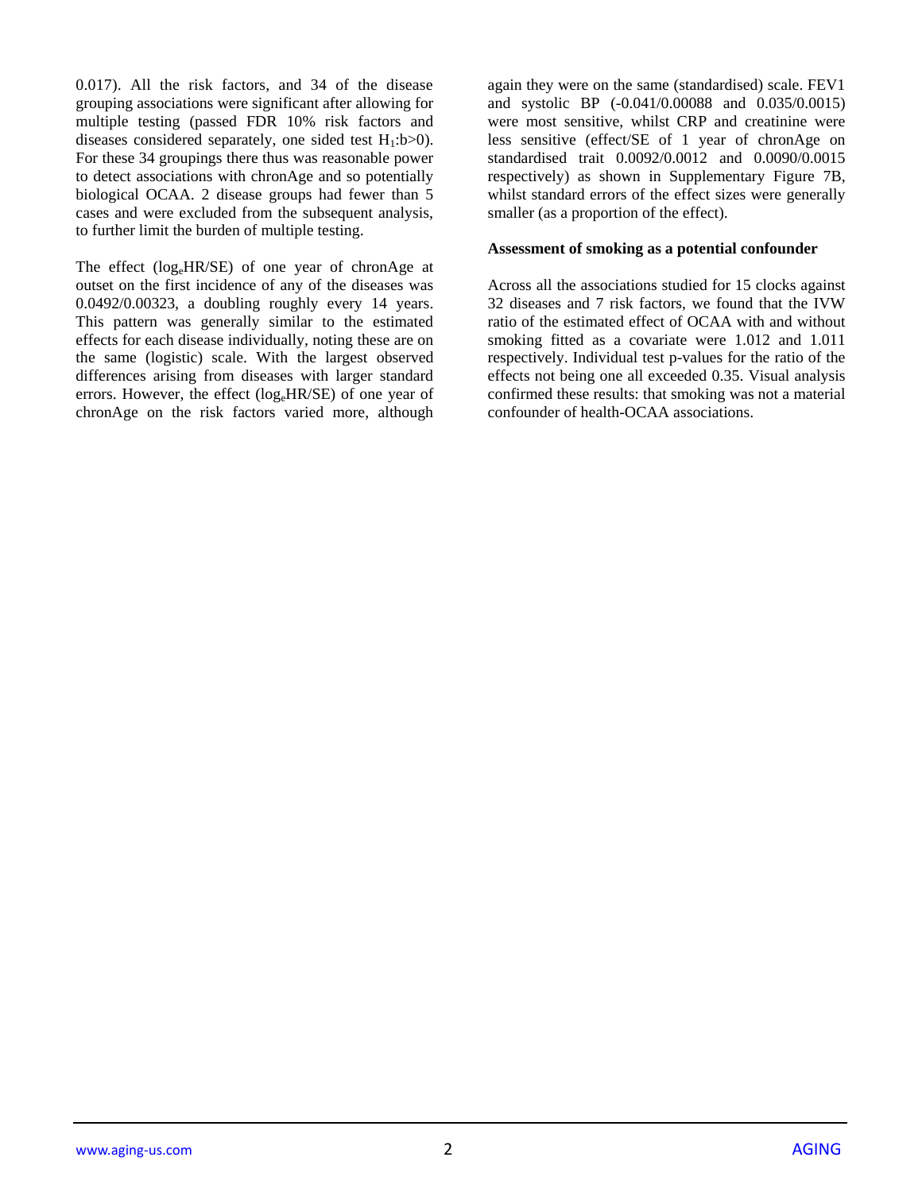0.017). All the risk factors, and 34 of the disease grouping associations were significant after allowing for multiple testing (passed FDR 10% risk factors and diseases considered separately, one sided test $H_1$:b>0). For these 34 groupings there thus was reasonable power to detect associations with chronAge and so potentially biological OCAA. 2 disease groups had fewer than 5 cases and were excluded from the subsequent analysis, to further limit the burden of multiple testing.

The effect ($\log_e$HR/SE) of one year of chronAge at outset on the first incidence of any of the diseases was 0.0492/0.00323, a doubling roughly every 14 years. This pattern was generally similar to the estimated effects for each disease individually, noting these are on the same (logistic) scale. With the largest observed differences arising from diseases with larger standard errors. However, the effect ($\log_e$HR/SE) of one year of chronAge on the risk factors varied more, although again they were on the same (standardised) scale. FEV1 and systolic BP (-0.041/0.00088 and 0.035/0.0015) were most sensitive, whilst CRP and creatinine were less sensitive (effect/SE of 1 year of chronAge on standardised trait 0.0092/0.0012 and 0.0090/0.0015 respectively) as shown in Supplementary Figure 7B, whilst standard errors of the effect sizes were generally smaller (as a proportion of the effect).

**Assessment of smoking as a potential confounder**

Across all the associations studied for 15 clocks against 32 diseases and 7 risk factors, we found that the IVW ratio of the estimated effect of OCAA with and without smoking fitted as a covariate were 1.012 and 1.011 respectively. Individual test p-values for the ratio of the effects not being one all exceeded 0.35. Visual analysis confirmed these results: that smoking was not a material confounder of health-OCAA associations.